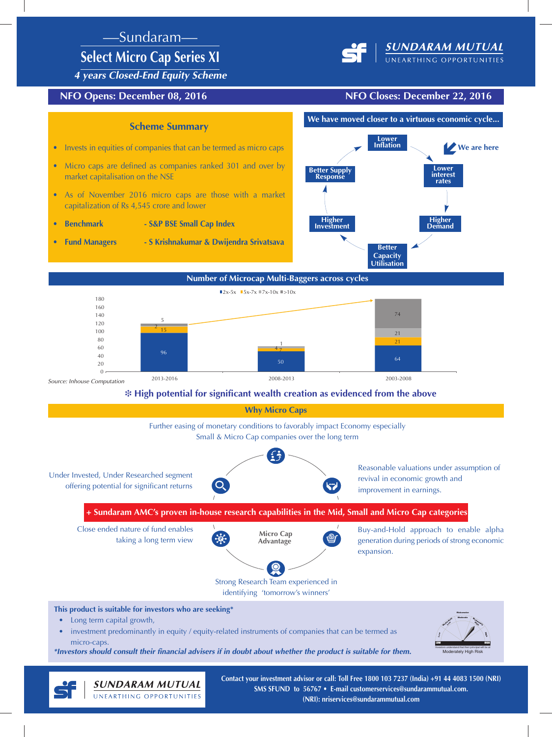# Sundaram Select Micro Cap Series XI

*4 years Closed-End Equity Scheme*

**SUNDARAM MUTUAL**
UNEARTHING OPPORTUNITIES

**NFO Opens: December 08, 2016** | **NFO Closes: December 22, 2016**

## Scheme Summary

- Invests in equities of companies that can be termed as micro caps
- Micro caps are defined as companies ranked 301 and over by market capitalisation on the NSE
- As of November 2016 micro caps are those with a market capitalization of Rs 4,545 crore and lower
- **Benchmark** - **S&P BSE Small Cap Index**
- **Fund Managers** - **S Krishnakumar & Dwijendra Srivatsava**

## We have moved closer to a virtuous economic cycle...

Lower Inflation → Lower interest rates (We are here) → Higher Demand → Better Capacity Utilisation → Higher Investment → Better Supply Response → Lower Inflation

## Number of Microcap Multi-Baggers across cycles

| Cycle | 2x-5x | 5x-7x | 7x-10x | >10x |
|---|---|---|---|---|
| 2013-2016 | 96 | 15 | 2 | 5 |
| 2008-2013 | 50 | 4 | 7 | 1 |
| 2003-2008 | 64 | 21 | 21 | 74 |

*Source: Inhouse Computation*

❇ **High potential for significant wealth creation as evidenced from the above**

## Why Micro Caps

**Micro Cap Advantage**

- Further easing of monetary conditions to favorably impact Economy especially Small & Micro Cap companies over the long term
- Under Invested, Under Researched segment offering potential for significant returns
- Reasonable valuations under assumption of revival in economic growth and improvement in earnings.
- Close ended nature of fund enables taking a long term view
- Buy-and-Hold approach to enable alpha generation during periods of strong economic expansion.
- Strong Research Team experienced in identifying 'tomorrow's winners'

**+ Sundaram AMC's proven in-house research capabilities in the Mid, Small and Micro Cap categories**

**This product is suitable for investors who are seeking\***

- Long term capital growth,
- investment predominantly in equity / equity-related instruments of companies that can be termed as micro-caps.

***Investors should consult their financial advisers if in doubt about whether the product is suitable for them.***

Riskometer: Investors understand that their principal will be at Moderately High Risk

**SUNDARAM MUTUAL**
UNEARTHING OPPORTUNITIES

**Contact your investment advisor or call: Toll Free 1800 103 7237 (India) +91 44 4083 1500 (NRI)**
**SMS SFUND to 56767 • E-mail customerservices@sundarammutual.com.**
**(NRI): nriservices@sundarammutual.com**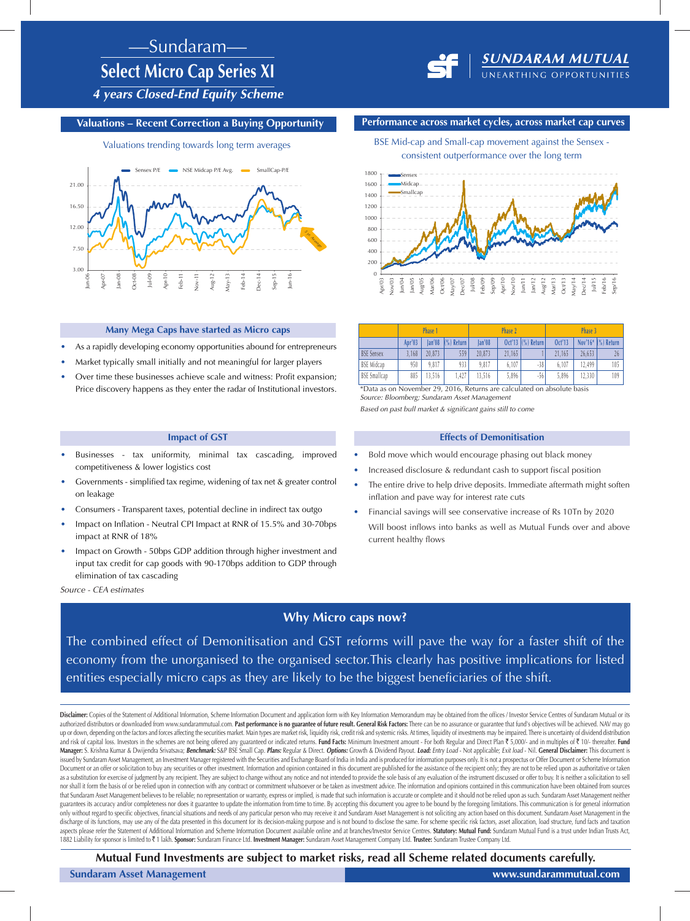# Sundaram Select Micro Cap Series XI

*4 years Closed-End Equity Scheme*

SUNDARAM MUTUAL

UNEARTHING OPPORTUNITIES

## Valuations – Recent Correction a Buying Opportunity

Valuations trending towards long term averages

Sensex P/E
NSE Midcap P/E Avg.
SmallCap-P/E

21.00
16.50
12.00
7.50
3.00

Jun-06 Apr-07 Jan-08 Oct-08 Jul-09 Apr-10 Feb-11 Nov-11 Aug-12 May-13 Feb-14 Dec-14 Sep-15 Jun-16

5 yr Average

## Performance across market cycles, across market cap curves

BSE Mid-cap and Small-cap movement against the Sensex - consistent outperformance over the long term

Sensex
Midcap
Smallcap

1800
1600
1400
1200
1000
800
600
400
200
0

Apr/03 Nov/03 Jun/04 Jan/05 Aug/05 Mar/06 Oct/06 May/07 Dec/07 Jul/08 Feb/09 Sep/09 Apr/10 Nov/10 Jun/11 Jan/12 Aug/12 Mar/13 Oct/13 May/14 Dec/14 Jul/15 Feb/16 Sep/16

## Many Mega Caps have started as Micro caps

- As a rapidly developing economy opportunities abound for entrepreneurs
- Market typically small initially and not meaningful for larger players
- Over time these businesses achieve scale and witness: Profit expansion; Price discovery happens as they enter the radar of Institutional investors.

| | Phase 1 | | | Phase 2 | | | Phase 3 | | |
|---|---|---|---|---|---|---|---|---|---|
| | Apr'03 | Jan'08 | (%) Return | Jan'08 | Oct'13 | (%) Return | Oct'13 | Nov'16* | (%) Return |
| BSE Sensex | 3,168 | 20,873 | 559 | 20,873 | 21,165 | 1 | 21,165 | 26,653 | 26 |
| BSE Midcap | 950 | 9,817 | 933 | 9,817 | 6,107 | -38 | 6,107 | 12,499 | 105 |
| BSE Smallcap | 885 | 13,516 | 1,427 | 13,516 | 5,896 | -56 | 5,896 | 12,330 | 109 |

*Data as on November 29, 2016, Returns are calculated on absolute basis

*Source: Bloomberg; Sundaram Asset Management*

*Based on past bull market & significant gains still to come*

## Impact of GST

- Businesses - tax uniformity, minimal tax cascading, improved competitiveness & lower logistics cost
- Governments - simplified tax regime, widening of tax net & greater control on leakage
- Consumers - Transparent taxes, potential decline in indirect tax outgo
- Impact on Inflation - Neutral CPI Impact at RNR of 15.5% and 30-70bps impact at RNR of 18%
- Impact on Growth - 50bps GDP addition through higher investment and input tax credit for cap goods with 90-170bps addition to GDP through elimination of tax cascading

*Source - CEA estimates*

## Effects of Demonitisation

- Bold move which would encourage phasing out black money
- Increased disclosure & redundant cash to support fiscal position
- The entire drive to help drive deposits. Immediate aftermath might soften inflation and pave way for interest rate cuts
- Financial savings will see conservative increase of Rs 10Tn by 2020

  Will boost inflows into banks as well as Mutual Funds over and above current healthy flows

## Why Micro caps now?

The combined effect of Demonitisation and GST reforms will pave the way for a faster shift of the economy from the unorganised to the organised sector.This clearly has positive implications for listed entities especially micro caps as they are likely to be the biggest beneficiaries of the shift.

**Disclaimer:** Copies of the Statement of Additional Information, Scheme Information Document and application form with Key Information Memorandum may be obtained from the offices / Investor Service Centres of Sundaram Mutual or its authorized distributors or downloaded from www.sundarammutual.com. **Past performance is no guarantee of future result. General Risk Factors:** There can be no assurance or guarantee that fund's objectives will be achieved. NAV may go up or down, depending on the factors and forces affecting the securities market. Main types are market risk, liquidity risk, credit risk and systemic risks. At times, liquidity of investments may be impaired. There is uncertainty of dividend distribution and risk of capital loss. Investors in the schemes are not being offered any guaranteed or indicated returns. **Fund Facts:** Minimum Investment amount - For both Regular and Direct Plan ₹ 5,000/- and in multiples of ₹ 10/- thereafter. **Fund Manager:** S. Krishna Kumar & Dwijendra Srivatsava; ***Benchmark:*** S&P BSE Small Cap. ***Plans:*** Regular & Direct. ***Options:*** Growth & Dividend Payout. ***Load:*** *Entry Load* - Not applicable; *Exit load* - Nil. **General Disclaimer:** This document is issued by Sundaram Asset Management, an Investment Manager registered with the Securities and Exchange Board of India in India and is produced for information purposes only. It is not a prospectus or Offer Document or Scheme Information Document or an offer or solicitation to buy any securities or other investment. Information and opinion contained in this document are published for the assistance of the recipient only; they are not to be relied upon as authoritative or taken as a substitution for exercise of judgment by any recipient. They are subject to change without any notice and not intended to provide the sole basis of any evaluation of the instrument discussed or offer to buy. It is neither a solicitation to sell nor shall it form the basis of or be relied upon in connection with any contract or commitment whatsoever or be taken as investment advice. The information and opinions contained in this communication have been obtained from sources that Sundaram Asset Management believes to be reliable; no representation or warranty, express or implied, is made that such information is accurate or complete and it should not be relied upon as such. Sundaram Asset Management neither guarantees its accuracy and/or completeness nor does it guarantee to update the information from time to time. By accepting this document you agree to be bound by the foregoing limitations. This communication is for general information only without regard to specific objectives, financial situations and needs of any particular person who may receive it and Sundaram Asset Management is not soliciting any action based on this document. Sundaram Asset Management in the discharge of its functions, may use any of the data presented in this document for its decision-making purpose and is not bound to disclose the same. For scheme specific risk factors, asset allocation, load structure, fund facts and taxation aspects please refer the Statement of Additional Information and Scheme Information Document available online and at branches/Investor Service Centres. **Statutory: Mutual Fund:** Sundaram Mutual Fund is a trust under Indian Trusts Act, 1882 Liability for sponsor is limited to ₹ 1 lakh. **Sponsor:** Sundaram Finance Ltd. **Investment Manager:** Sundaram Asset Management Company Ltd. **Trustee:** Sundaram Trustee Company Ltd.

**Mutual Fund Investments are subject to market risks, read all Scheme related documents carefully.**

**Sundaram Asset Management** **www.sundarammutual.com**